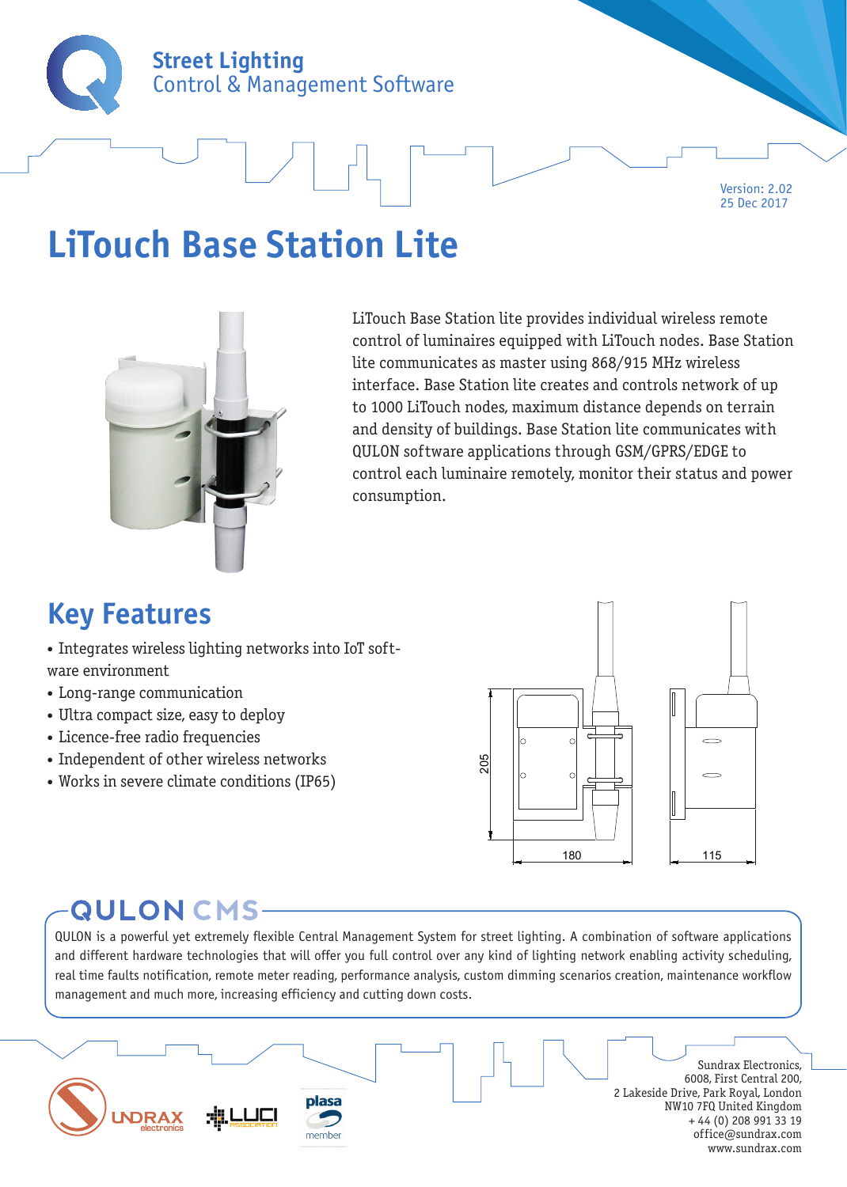**Street Lighting**
Control & Management Software

Version: 2.02
25 Dec 2017

# LiTouch Base Station Lite

LiTouch Base Station lite provides individual wireless remote control of luminaires equipped with LiTouch nodes. Base Station lite communicates as master using 868/915 MHz wireless interface. Base Station lite creates and controls network of up to 1000 LiTouch nodes, maximum distance depends on terrain and density of buildings. Base Station lite communicates with QULON software applications through GSM/GPRS/EDGE to control each luminaire remotely, monitor their status and power consumption.

## Key Features

- Integrates wireless lighting networks into IoT software environment
- Long-range communication
- Ultra compact size, easy to deploy
- Licence-free radio frequencies
- Independent of other wireless networks
- Works in severe climate conditions (IP65)

205

180

115

## QULON CMS

QULON is a powerful yet extremely flexible Central Management System for street lighting. A combination of software applications and different hardware technologies that will offer you full control over any kind of lighting network enabling activity scheduling, real time faults notification, remote meter reading, performance analysis, custom dimming scenarios creation, maintenance workflow management and much more, increasing efficiency and cutting down costs.

Sundrax Electronics,
6008, First Central 200,
2 Lakeside Drive, Park Royal, London
NW10 7FQ United Kingdom
+ 44 (0) 208 991 33 19
office@sundrax.com
www.sundrax.com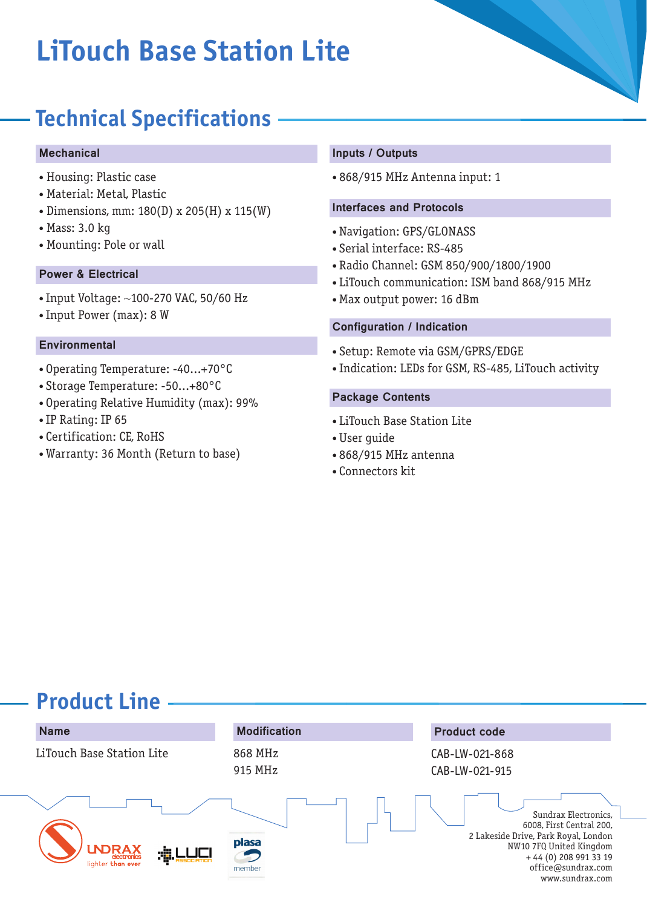# LiTouch Base Station Lite

## Technical Specifications

### Mechanical

- Housing: Plastic case
- Material: Metal, Plastic
- Dimensions, mm: 180(D) x 205(H) x 115(W)
- Mass: 3.0 kg
- Mounting: Pole or wall

### Power & Electrical

- Input Voltage: ~100-270 VAC, 50/60 Hz
- Input Power (max): 8 W

### Environmental

- Operating Temperature: -40...+70°C
- Storage Temperature: -50...+80°C
- Operating Relative Humidity (max): 99%
- IP Rating: IP 65
- Certification: CE, RoHS
- Warranty: 36 Month (Return to base)

### Inputs / Outputs

- 868/915 MHz Antenna input: 1

### Interfaces and Protocols

- Navigation: GPS/GLONASS
- Serial interface: RS-485
- Radio Channel: GSM 850/900/1800/1900
- LiTouch communication: ISM band 868/915 MHz
- Max output power: 16 dBm

### Configuration / Indication

- Setup: Remote via GSM/GPRS/EDGE
- Indication: LEDs for GSM, RS-485, LiTouch activity

### Package Contents

- LiTouch Base Station Lite
- User guide
- 868/915 MHz antenna
- Connectors kit

## Product Line

| Name | Modification | Product code |
|---|---|---|
| LiTouch Base Station Lite | 868 MHz | CAB-LW-021-868 |
| | 915 MHz | CAB-LW-021-915 |

Sundrax Electronics,
6008, First Central 200,
2 Lakeside Drive, Park Royal, London
NW10 7FQ United Kingdom
+ 44 (0) 208 991 33 19
office@sundrax.com
www.sundrax.com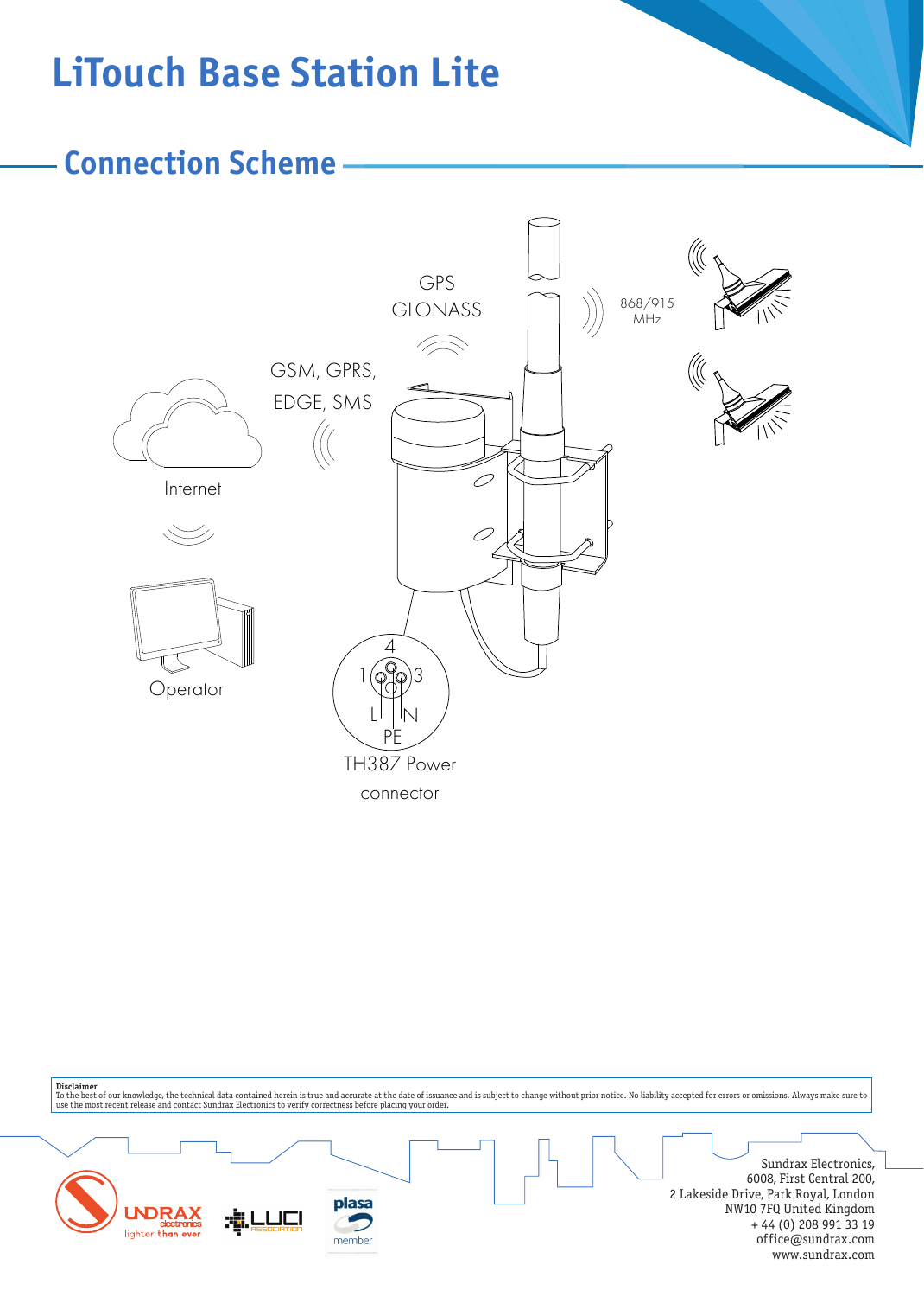# LiTouch Base Station Lite

## Connection Scheme

GPS
GLONASS

868/915
MHz

GSM, GPRS,
EDGE, SMS

Internet

Operator

4
1
3
L
N
PE
TH387 Power
connector

**Disclaimer**
To the best of our knowledge, the technical data contained herein is true and accurate at the date of issuance and is subject to change without prior notice. No liability accepted for errors or omissions. Always make sure to use the most recent release and contact Sundrax Electronics to verify correctness before placing your order.

Sundrax Electronics,
6008, First Central 200,
2 Lakeside Drive, Park Royal, London
NW10 7FQ United Kingdom
+ 44 (0) 208 991 33 19
office@sundrax.com
www.sundrax.com